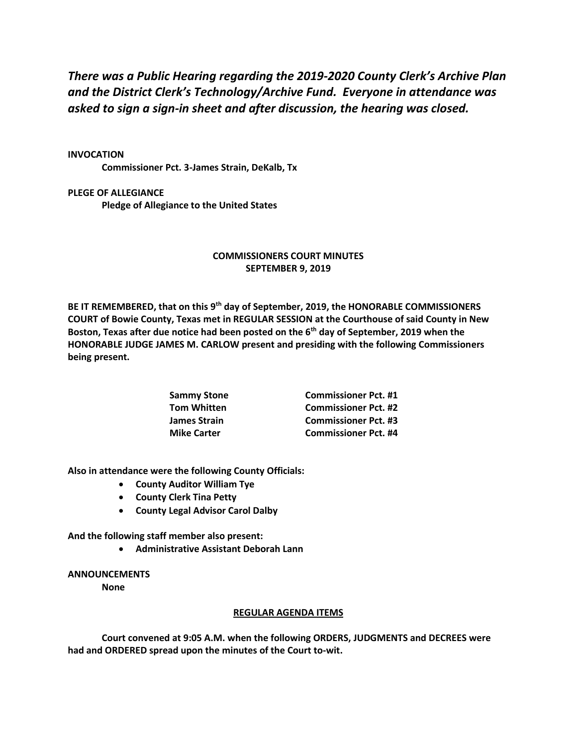***There was a Public Hearing regarding the 2019-2020 County Clerk's Archive Plan and the District Clerk's Technology/Archive Fund. Everyone in attendance was asked to sign a sign-in sheet and after discussion, the hearing was closed.***

**INVOCATION**

**Commissioner Pct. 3-James Strain, DeKalb, Tx**

**PLEGE OF ALLEGIANCE**

**Pledge of Allegiance to the United States**

**COMMISSIONERS COURT MINUTES**
**SEPTEMBER 9, 2019**

**BE IT REMEMBERED, that on this 9th day of September, 2019, the HONORABLE COMMISSIONERS COURT of Bowie County, Texas met in REGULAR SESSION at the Courthouse of said County in New Boston, Texas after due notice had been posted on the 6th day of September, 2019 when the HONORABLE JUDGE JAMES M. CARLOW present and presiding with the following Commissioners being present.**

| | |
|---|---|
| **Sammy Stone** | **Commissioner Pct. #1** |
| **Tom Whitten** | **Commissioner Pct. #2** |
| **James Strain** | **Commissioner Pct. #3** |
| **Mike Carter** | **Commissioner Pct. #4** |

**Also in attendance were the following County Officials:**

- **County Auditor William Tye**
- **County Clerk Tina Petty**
- **County Legal Advisor Carol Dalby**

**And the following staff member also present:**

- **Administrative Assistant Deborah Lann**

**ANNOUNCEMENTS**

**None**

**REGULAR AGENDA ITEMS**

**Court convened at 9:05 A.M. when the following ORDERS, JUDGMENTS and DECREES were had and ORDERED spread upon the minutes of the Court to-wit.**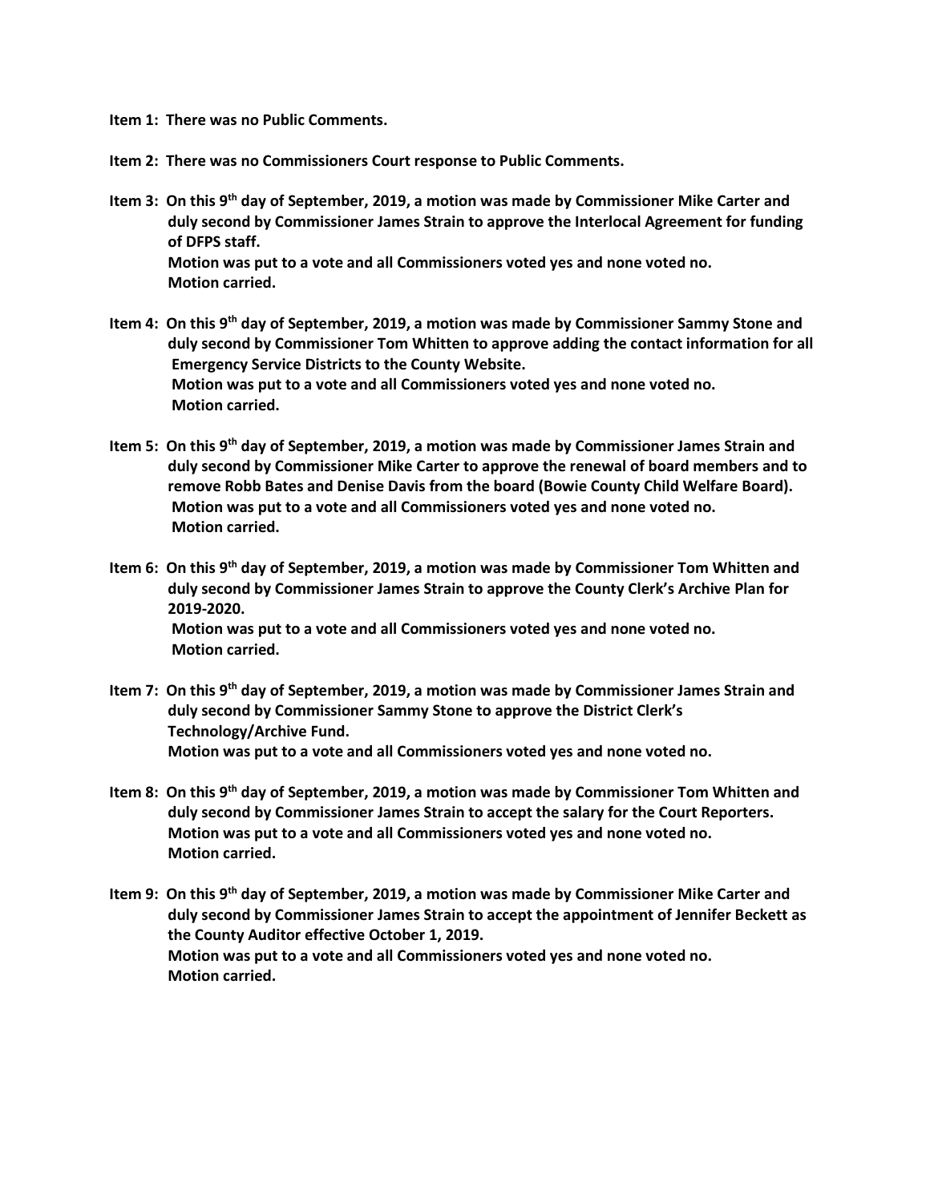**Item 1: There was no Public Comments.**

**Item 2: There was no Commissioners Court response to Public Comments.**

**Item 3: On this 9th day of September, 2019, a motion was made by Commissioner Mike Carter and duly second by Commissioner James Strain to approve the Interlocal Agreement for funding of DFPS staff.**
**Motion was put to a vote and all Commissioners voted yes and none voted no.**
**Motion carried.**

**Item 4: On this 9th day of September, 2019, a motion was made by Commissioner Sammy Stone and duly second by Commissioner Tom Whitten to approve adding the contact information for all Emergency Service Districts to the County Website.**
**Motion was put to a vote and all Commissioners voted yes and none voted no.**
**Motion carried.**

**Item 5: On this 9th day of September, 2019, a motion was made by Commissioner James Strain and duly second by Commissioner Mike Carter to approve the renewal of board members and to remove Robb Bates and Denise Davis from the board (Bowie County Child Welfare Board).**
**Motion was put to a vote and all Commissioners voted yes and none voted no.**
**Motion carried.**

**Item 6: On this 9th day of September, 2019, a motion was made by Commissioner Tom Whitten and duly second by Commissioner James Strain to approve the County Clerk's Archive Plan for 2019-2020.**
**Motion was put to a vote and all Commissioners voted yes and none voted no.**
**Motion carried.**

**Item 7: On this 9th day of September, 2019, a motion was made by Commissioner James Strain and duly second by Commissioner Sammy Stone to approve the District Clerk's Technology/Archive Fund.**
**Motion was put to a vote and all Commissioners voted yes and none voted no.**

**Item 8: On this 9th day of September, 2019, a motion was made by Commissioner Tom Whitten and duly second by Commissioner James Strain to accept the salary for the Court Reporters.**
**Motion was put to a vote and all Commissioners voted yes and none voted no.**
**Motion carried.**

**Item 9: On this 9th day of September, 2019, a motion was made by Commissioner Mike Carter and duly second by Commissioner James Strain to accept the appointment of Jennifer Beckett as the County Auditor effective October 1, 2019.**
**Motion was put to a vote and all Commissioners voted yes and none voted no.**
**Motion carried.**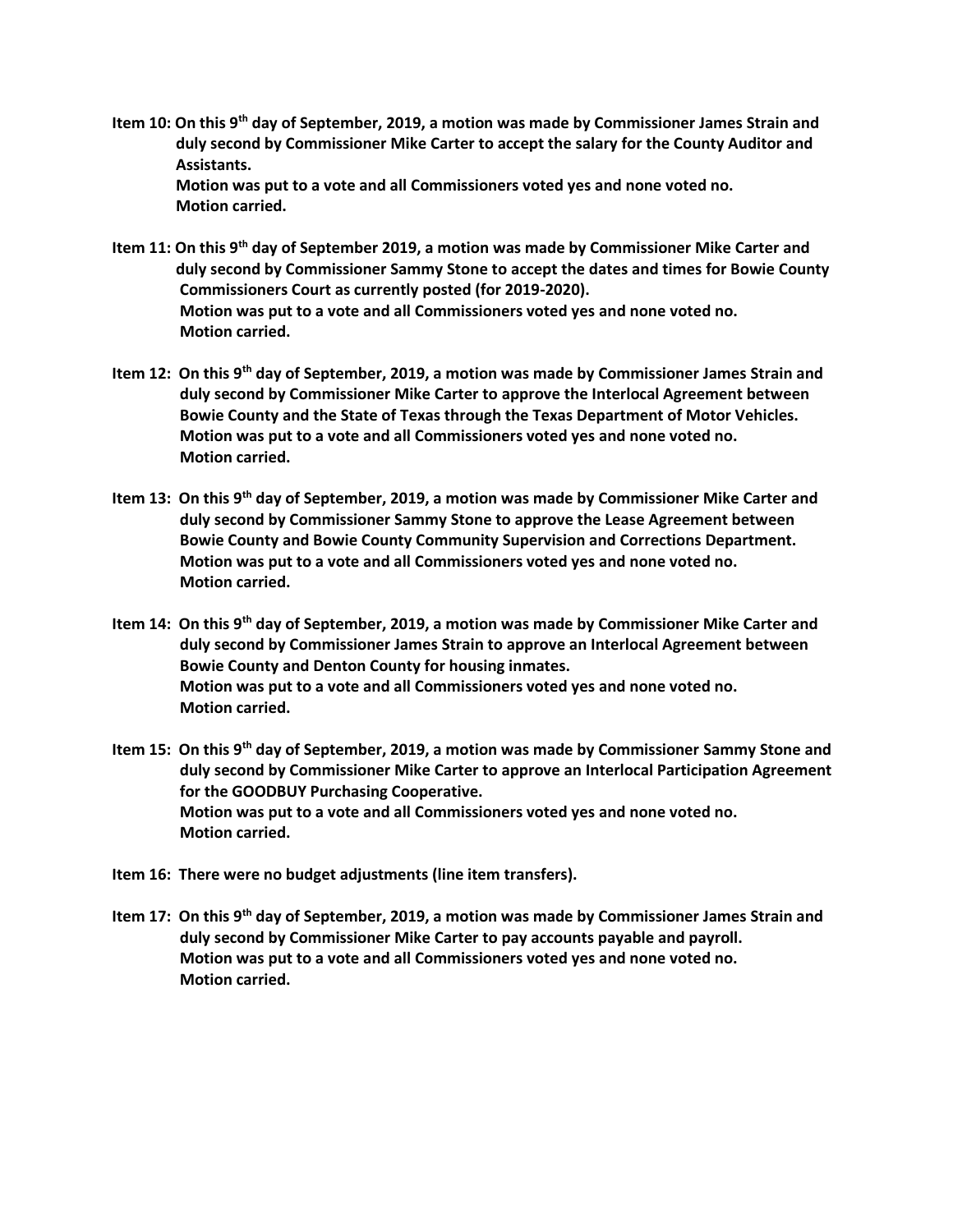**Item 10: On this 9th day of September, 2019, a motion was made by Commissioner James Strain and duly second by Commissioner Mike Carter to accept the salary for the County Auditor and Assistants.**
**Motion was put to a vote and all Commissioners voted yes and none voted no.**
**Motion carried.**

**Item 11: On this 9th day of September 2019, a motion was made by Commissioner Mike Carter and duly second by Commissioner Sammy Stone to accept the dates and times for Bowie County Commissioners Court as currently posted (for 2019-2020).**
**Motion was put to a vote and all Commissioners voted yes and none voted no.**
**Motion carried.**

**Item 12: On this 9th day of September, 2019, a motion was made by Commissioner James Strain and duly second by Commissioner Mike Carter to approve the Interlocal Agreement between Bowie County and the State of Texas through the Texas Department of Motor Vehicles.**
**Motion was put to a vote and all Commissioners voted yes and none voted no.**
**Motion carried.**

**Item 13: On this 9th day of September, 2019, a motion was made by Commissioner Mike Carter and duly second by Commissioner Sammy Stone to approve the Lease Agreement between Bowie County and Bowie County Community Supervision and Corrections Department.**
**Motion was put to a vote and all Commissioners voted yes and none voted no.**
**Motion carried.**

**Item 14: On this 9th day of September, 2019, a motion was made by Commissioner Mike Carter and duly second by Commissioner James Strain to approve an Interlocal Agreement between Bowie County and Denton County for housing inmates.**
**Motion was put to a vote and all Commissioners voted yes and none voted no.**
**Motion carried.**

**Item 15: On this 9th day of September, 2019, a motion was made by Commissioner Sammy Stone and duly second by Commissioner Mike Carter to approve an Interlocal Participation Agreement for the GOODBUY Purchasing Cooperative.**
**Motion was put to a vote and all Commissioners voted yes and none voted no.**
**Motion carried.**

**Item 16: There were no budget adjustments (line item transfers).**

**Item 17: On this 9th day of September, 2019, a motion was made by Commissioner James Strain and duly second by Commissioner Mike Carter to pay accounts payable and payroll.**
**Motion was put to a vote and all Commissioners voted yes and none voted no.**
**Motion carried.**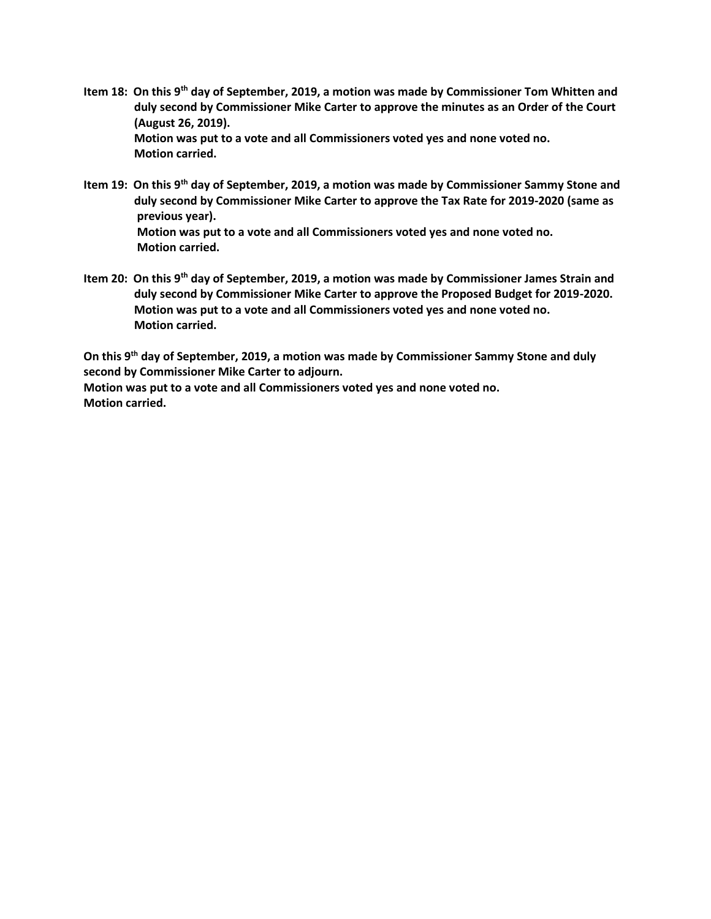**Item 18: On this 9th day of September, 2019, a motion was made by Commissioner Tom Whitten and duly second by Commissioner Mike Carter to approve the minutes as an Order of the Court (August 26, 2019).**
**Motion was put to a vote and all Commissioners voted yes and none voted no.**
**Motion carried.**

**Item 19: On this 9th day of September, 2019, a motion was made by Commissioner Sammy Stone and duly second by Commissioner Mike Carter to approve the Tax Rate for 2019-2020 (same as previous year).**
**Motion was put to a vote and all Commissioners voted yes and none voted no.**
**Motion carried.**

**Item 20: On this 9th day of September, 2019, a motion was made by Commissioner James Strain and duly second by Commissioner Mike Carter to approve the Proposed Budget for 2019-2020.**
**Motion was put to a vote and all Commissioners voted yes and none voted no.**
**Motion carried.**

**On this 9th day of September, 2019, a motion was made by Commissioner Sammy Stone and duly second by Commissioner Mike Carter to adjourn.**
**Motion was put to a vote and all Commissioners voted yes and none voted no.**
**Motion carried.**